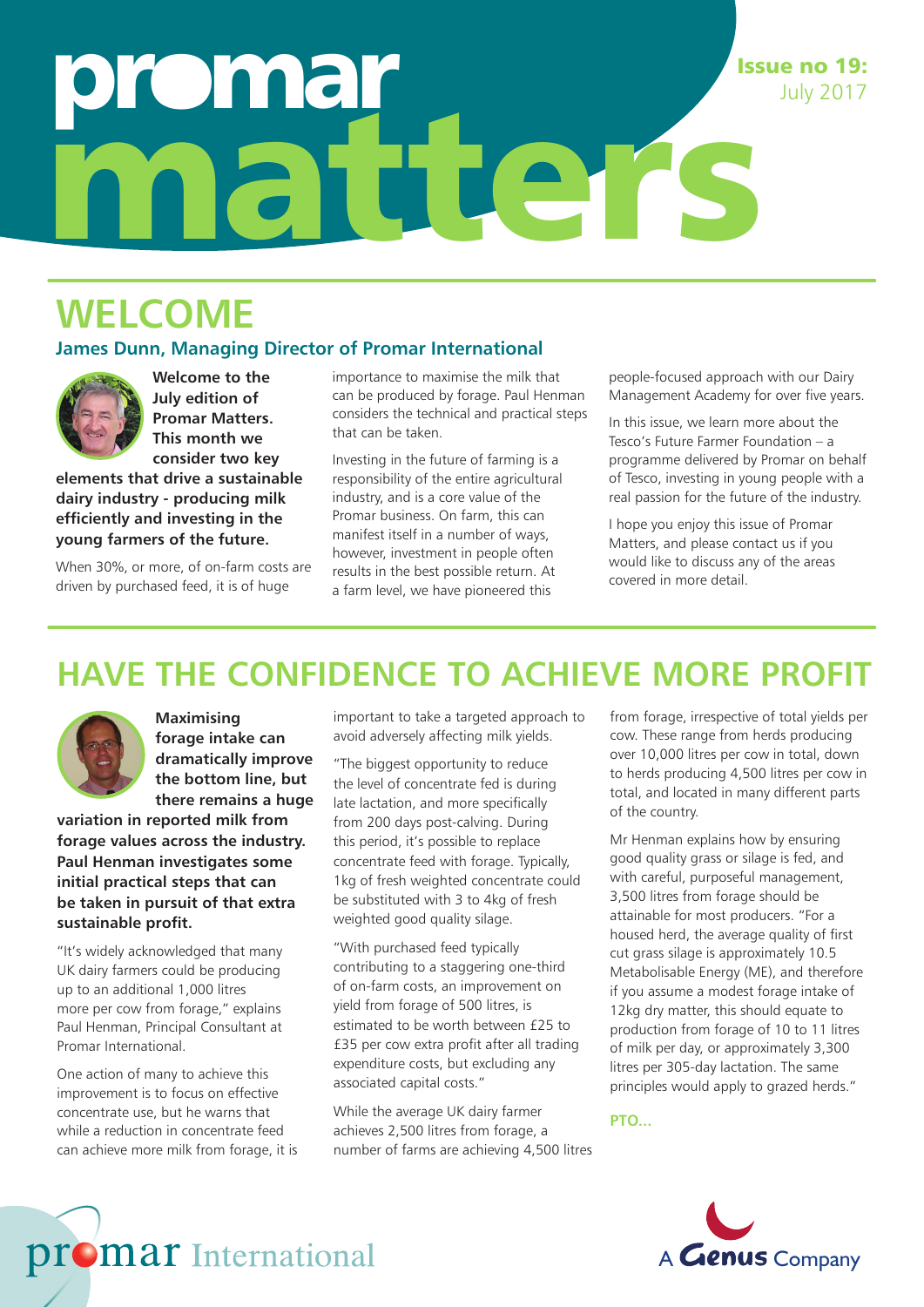# promar matters

**Issue no 19:** July 2017

## WELCOME

### James Dunn, Managing Director of Promar International

**Welcome to the July edition of Promar Matters. This month we consider two key elements that drive a sustainable dairy industry - producing milk efficiently and investing in the young farmers of the future.**

When 30%, or more, of on-farm costs are driven by purchased feed, it is of huge importance to maximise the milk that can be produced by forage. Paul Henman considers the technical and practical steps that can be taken.

Investing in the future of farming is a responsibility of the entire agricultural industry, and is a core value of the Promar business. On farm, this can manifest itself in a number of ways, however, investment in people often results in the best possible return. At a farm level, we have pioneered this people-focused approach with our Dairy Management Academy for over five years.

In this issue, we learn more about the Tesco's Future Farmer Foundation – a programme delivered by Promar on behalf of Tesco, investing in young people with a real passion for the future of the industry.

I hope you enjoy this issue of Promar Matters, and please contact us if you would like to discuss any of the areas covered in more detail.

## HAVE THE CONFIDENCE TO ACHIEVE MORE PROFIT

**Maximising forage intake can dramatically improve the bottom line, but there remains a huge variation in reported milk from forage values across the industry. Paul Henman investigates some initial practical steps that can be taken in pursuit of that extra sustainable profit.**

"It's widely acknowledged that many UK dairy farmers could be producing up to an additional 1,000 litres more per cow from forage," explains Paul Henman, Principal Consultant at Promar International.

One action of many to achieve this improvement is to focus on effective concentrate use, but he warns that while a reduction in concentrate feed can achieve more milk from forage, it is important to take a targeted approach to avoid adversely affecting milk yields.

"The biggest opportunity to reduce the level of concentrate fed is during late lactation, and more specifically from 200 days post-calving. During this period, it's possible to replace concentrate feed with forage. Typically, 1kg of fresh weighted concentrate could be substituted with 3 to 4kg of fresh weighted good quality silage.

"With purchased feed typically contributing to a staggering one-third of on-farm costs, an improvement on yield from forage of 500 litres, is estimated to be worth between £25 to £35 per cow extra profit after all trading expenditure costs, but excluding any associated capital costs."

While the average UK dairy farmer achieves 2,500 litres from forage, a number of farms are achieving 4,500 litres from forage, irrespective of total yields per cow. These range from herds producing over 10,000 litres per cow in total, down to herds producing 4,500 litres per cow in total, and located in many different parts of the country.

Mr Henman explains how by ensuring good quality grass or silage is fed, and with careful, purposeful management, 3,500 litres from forage should be attainable for most producers. "For a housed herd, the average quality of first cut grass silage is approximately 10.5 Metabolisable Energy (ME), and therefore if you assume a modest forage intake of 12kg dry matter, this should equate to production from forage of 10 to 11 litres of milk per day, or approximately 3,300 litres per 305-day lactation. The same principles would apply to grazed herds."

**PTO...**

promar International

A Genus Company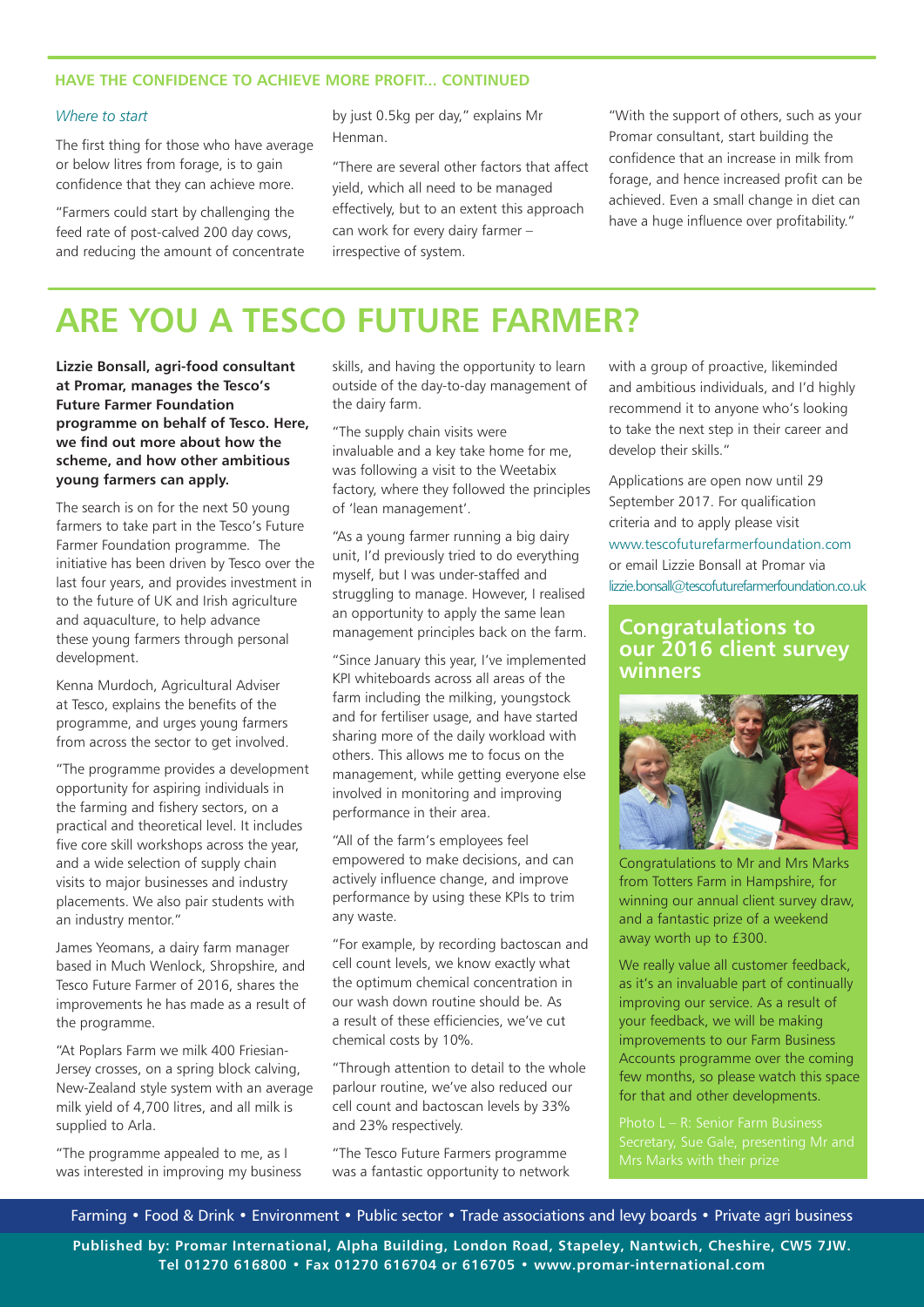### HAVE THE CONFIDENCE TO ACHIEVE MORE PROFIT... CONTINUED

*Where to start*

The first thing for those who have average or below litres from forage, is to gain confidence that they can achieve more.

"Farmers could start by challenging the feed rate of post-calved 200 day cows, and reducing the amount of concentrate by just 0.5kg per day," explains Mr Henman.

"There are several other factors that affect yield, which all need to be managed effectively, but to an extent this approach can work for every dairy farmer – irrespective of system.

"With the support of others, such as your Promar consultant, start building the confidence that an increase in milk from forage, and hence increased profit can be achieved. Even a small change in diet can have a huge influence over profitability."

# ARE YOU A TESCO FUTURE FARMER?

**Lizzie Bonsall, agri-food consultant at Promar, manages the Tesco's Future Farmer Foundation programme on behalf of Tesco. Here, we find out more about how the scheme, and how other ambitious young farmers can apply.**

The search is on for the next 50 young farmers to take part in the Tesco's Future Farmer Foundation programme. The initiative has been driven by Tesco over the last four years, and provides investment in to the future of UK and Irish agriculture and aquaculture, to help advance these young farmers through personal development.

Kenna Murdoch, Agricultural Adviser at Tesco, explains the benefits of the programme, and urges young farmers from across the sector to get involved.

"The programme provides a development opportunity for aspiring individuals in the farming and fishery sectors, on a practical and theoretical level. It includes five core skill workshops across the year, and a wide selection of supply chain visits to major businesses and industry placements. We also pair students with an industry mentor."

James Yeomans, a dairy farm manager based in Much Wenlock, Shropshire, and Tesco Future Farmer of 2016, shares the improvements he has made as a result of the programme.

"At Poplars Farm we milk 400 Friesian-Jersey crosses, on a spring block calving, New-Zealand style system with an average milk yield of 4,700 litres, and all milk is supplied to Arla.

"The programme appealed to me, as I was interested in improving my business skills, and having the opportunity to learn outside of the day-to-day management of the dairy farm.

"The supply chain visits were invaluable and a key take home for me, was following a visit to the Weetabix factory, where they followed the principles of 'lean management'.

"As a young farmer running a big dairy unit, I'd previously tried to do everything myself, but I was under-staffed and struggling to manage. However, I realised an opportunity to apply the same lean management principles back on the farm.

"Since January this year, I've implemented KPI whiteboards across all areas of the farm including the milking, youngstock and for fertiliser usage, and have started sharing more of the daily workload with others. This allows me to focus on the management, while getting everyone else involved in monitoring and improving performance in their area.

"All of the farm's employees feel empowered to make decisions, and can actively influence change, and improve performance by using these KPIs to trim any waste.

"For example, by recording bactoscan and cell count levels, we know exactly what the optimum chemical concentration in our wash down routine should be. As a result of these efficiencies, we've cut chemical costs by 10%.

"Through attention to detail to the whole parlour routine, we've also reduced our cell count and bactoscan levels by 33% and 23% respectively.

"The Tesco Future Farmers programme was a fantastic opportunity to network with a group of proactive, likeminded and ambitious individuals, and I'd highly recommend it to anyone who's looking to take the next step in their career and develop their skills."

Applications are open now until 29 September 2017. For qualification criteria and to apply please visit www.tescofuturefarmerfoundation.com or email Lizzie Bonsall at Promar via lizzie.bonsall@tescofuturefarmerfoundation.co.uk

## Congratulations to our 2016 client survey winners

Congratulations to Mr and Mrs Marks from Totters Farm in Hampshire, for winning our annual client survey draw, and a fantastic prize of a weekend away worth up to £300.

We really value all customer feedback, as it's an invaluable part of continually improving our service. As a result of your feedback, we will be making improvements to our Farm Business Accounts programme over the coming few months, so please watch this space for that and other developments.

Photo L – R: Senior Farm Business Secretary, Sue Gale, presenting Mr and Mrs Marks with their prize

Farming • Food & Drink • Environment • Public sector • Trade associations and levy boards • Private agri business

**Published by: Promar International, Alpha Building, London Road, Stapeley, Nantwich, Cheshire, CW5 7JW. Tel 01270 616800 • Fax 01270 616704 or 616705 • www.promar-international.com**